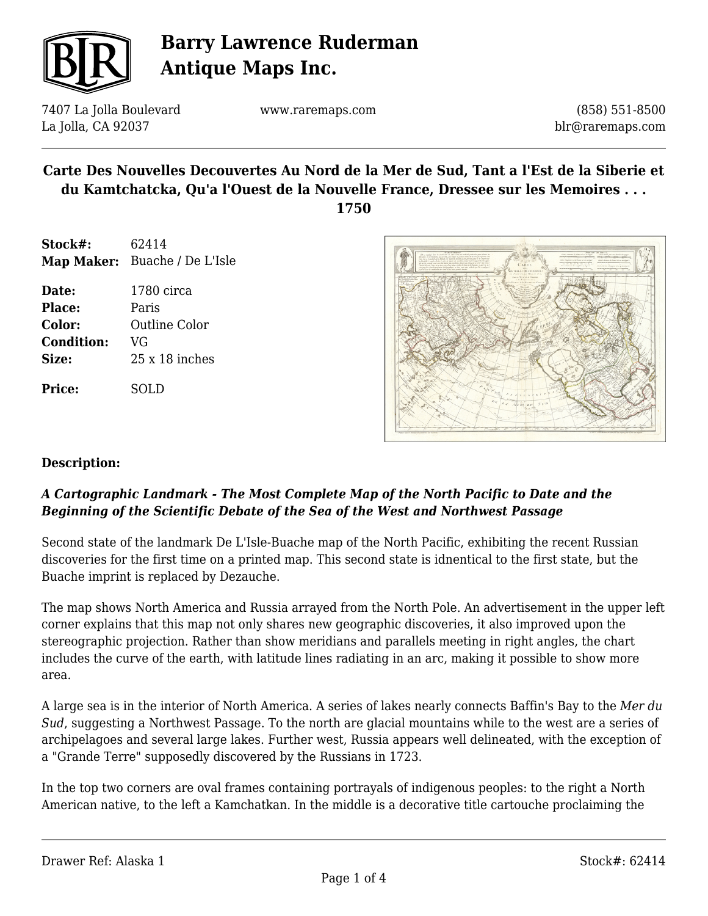# Barry Lawrence Ruderman Antique Maps Inc.

7407 La Jolla Boulevard
La Jolla, CA 92037

www.raremaps.com

(858) 551-8500
blr@raremaps.com

## Carte Des Nouvelles Decouvertes Au Nord de la Mer de Sud, Tant a l'Est de la Siberie et du Kamtchatcka, Qu'a l'Ouest de la Nouvelle France, Dressee sur les Memoires . . . 1750

| | |
|---|---|
| **Stock#:** | 62414 |
| **Map Maker:** | Buache / De L'Isle |
| **Date:** | 1780 circa |
| **Place:** | Paris |
| **Color:** | Outline Color |
| **Condition:** | VG |
| **Size:** | 25 x 18 inches |
| **Price:** | SOLD |

**Description:**

***A Cartographic Landmark - The Most Complete Map of the North Pacific to Date and the Beginning of the Scientific Debate of the Sea of the West and Northwest Passage***

Second state of the landmark De L'Isle-Buache map of the North Pacific, exhibiting the recent Russian discoveries for the first time on a printed map. This second state is idnentical to the first state, but the Buache imprint is replaced by Dezauche.

The map shows North America and Russia arrayed from the North Pole. An advertisement in the upper left corner explains that this map not only shares new geographic discoveries, it also improved upon the stereographic projection. Rather than show meridians and parallels meeting in right angles, the chart includes the curve of the earth, with latitude lines radiating in an arc, making it possible to show more area.

A large sea is in the interior of North America. A series of lakes nearly connects Baffin's Bay to the *Mer du Sud*, suggesting a Northwest Passage. To the north are glacial mountains while to the west are a series of archipelagoes and several large lakes. Further west, Russia appears well delineated, with the exception of a "Grande Terre" supposedly discovered by the Russians in 1723.

In the top two corners are oval frames containing portrayals of indigenous peoples: to the right a North American native, to the left a Kamchatkan. In the middle is a decorative title cartouche proclaiming the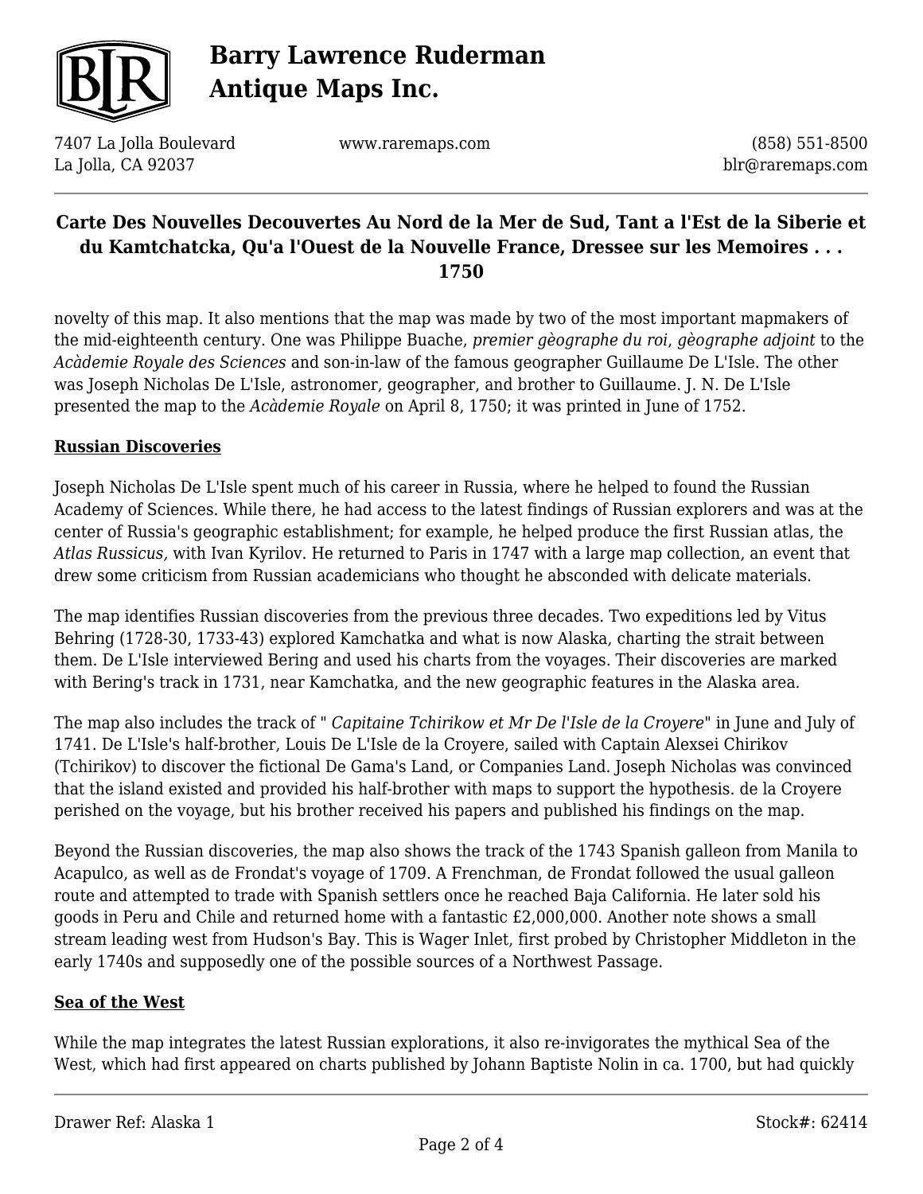novelty of this map. It also mentions that the map was made by two of the most important mapmakers of the mid-eighteenth century. One was Philippe Buache, *premier gèographe du roi*, *gèographe adjoint* to the *Acàdemie Royale des Sciences* and son-in-law of the famous geographer Guillaume De L'Isle. The other was Joseph Nicholas De L'Isle, astronomer, geographer, and brother to Guillaume. J. N. De L'Isle presented the map to the *Acàdemie Royale* on April 8, 1750; it was printed in June of 1752.

## Russian Discoveries

Joseph Nicholas De L'Isle spent much of his career in Russia, where he helped to found the Russian Academy of Sciences. While there, he had access to the latest findings of Russian explorers and was at the center of Russia's geographic establishment; for example, he helped produce the first Russian atlas, the *Atlas Russicus,* with Ivan Kyrilov. He returned to Paris in 1747 with a large map collection, an event that drew some criticism from Russian academicians who thought he absconded with delicate materials.

The map identifies Russian discoveries from the previous three decades. Two expeditions led by Vitus Behring (1728-30, 1733-43) explored Kamchatka and what is now Alaska, charting the strait between them. De L'Isle interviewed Bering and used his charts from the voyages. Their discoveries are marked with Bering's track in 1731, near Kamchatka, and the new geographic features in the Alaska area.

The map also includes the track of " *Capitaine Tchirikow et Mr De l'Isle de la Croyere*" in June and July of 1741. De L'Isle's half-brother, Louis De L'Isle de la Croyere, sailed with Captain Alexsei Chirikov (Tchirikov) to discover the fictional De Gama's Land, or Companies Land. Joseph Nicholas was convinced that the island existed and provided his half-brother with maps to support the hypothesis. de la Croyere perished on the voyage, but his brother received his papers and published his findings on the map.

Beyond the Russian discoveries, the map also shows the track of the 1743 Spanish galleon from Manila to Acapulco, as well as de Frondat's voyage of 1709. A Frenchman, de Frondat followed the usual galleon route and attempted to trade with Spanish settlers once he reached Baja California. He later sold his goods in Peru and Chile and returned home with a fantastic £2,000,000. Another note shows a small stream leading west from Hudson's Bay. This is Wager Inlet, first probed by Christopher Middleton in the early 1740s and supposedly one of the possible sources of a Northwest Passage.

## Sea of the West

While the map integrates the latest Russian explorations, it also re-invigorates the mythical Sea of the West, which had first appeared on charts published by Johann Baptiste Nolin in ca. 1700, but had quickly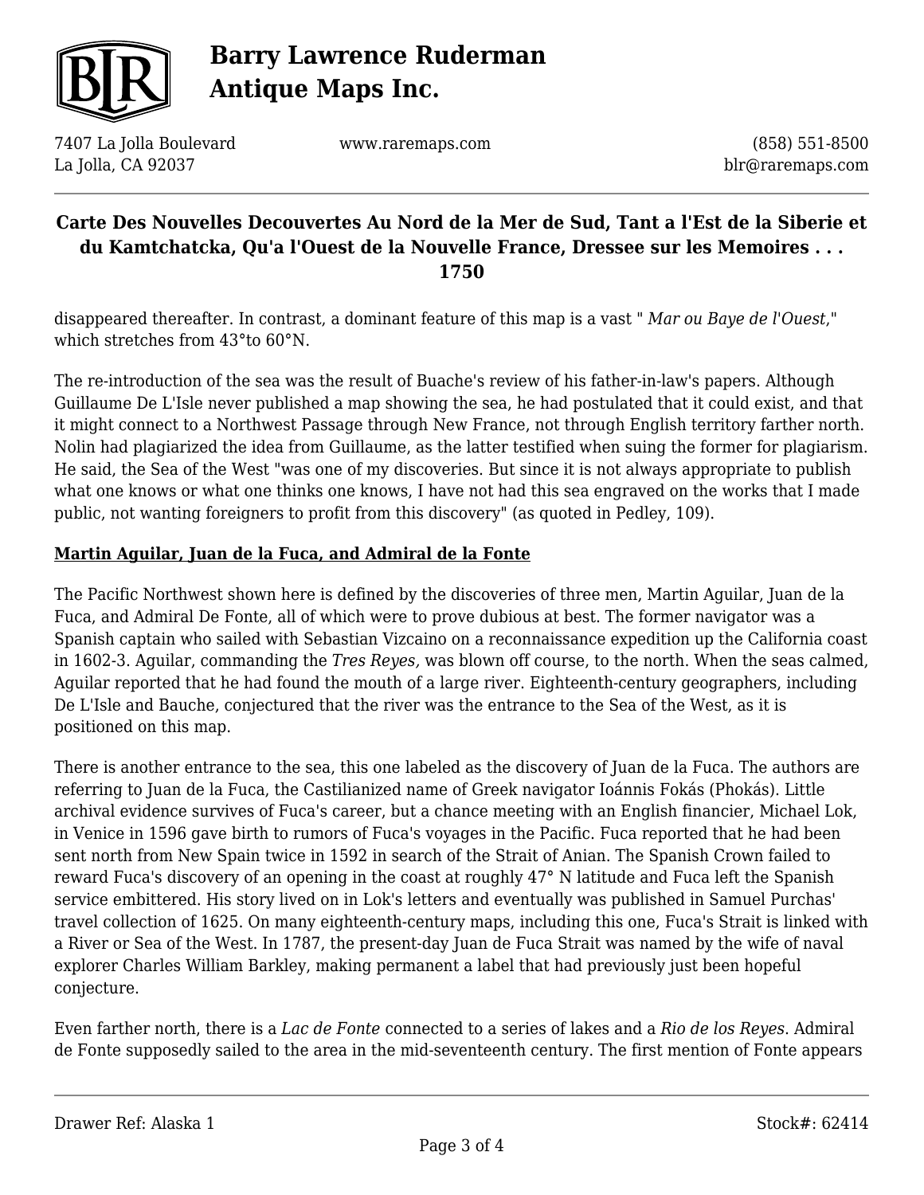disappeared thereafter. In contrast, a dominant feature of this map is a vast " *Mar ou Baye de l'Ouest*," which stretches from 43°to 60°N.

The re-introduction of the sea was the result of Buache's review of his father-in-law's papers. Although Guillaume De L'Isle never published a map showing the sea, he had postulated that it could exist, and that it might connect to a Northwest Passage through New France, not through English territory farther north. Nolin had plagiarized the idea from Guillaume, as the latter testified when suing the former for plagiarism. He said, the Sea of the West "was one of my discoveries. But since it is not always appropriate to publish what one knows or what one thinks one knows, I have not had this sea engraved on the works that I made public, not wanting foreigners to profit from this discovery" (as quoted in Pedley, 109).

**Martin Aguilar, Juan de la Fuca, and Admiral de la Fonte**

The Pacific Northwest shown here is defined by the discoveries of three men, Martin Aguilar, Juan de la Fuca, and Admiral De Fonte, all of which were to prove dubious at best. The former navigator was a Spanish captain who sailed with Sebastian Vizcaino on a reconnaissance expedition up the California coast in 1602-3. Aguilar, commanding the *Tres Reyes,* was blown off course, to the north. When the seas calmed, Aguilar reported that he had found the mouth of a large river. Eighteenth-century geographers, including De L'Isle and Bauche, conjectured that the river was the entrance to the Sea of the West, as it is positioned on this map.

There is another entrance to the sea, this one labeled as the discovery of Juan de la Fuca. The authors are referring to Juan de la Fuca, the Castilianized name of Greek navigator Ioánnis Fokás (Phokás). Little archival evidence survives of Fuca's career, but a chance meeting with an English financier, Michael Lok, in Venice in 1596 gave birth to rumors of Fuca's voyages in the Pacific. Fuca reported that he had been sent north from New Spain twice in 1592 in search of the Strait of Anian. The Spanish Crown failed to reward Fuca's discovery of an opening in the coast at roughly 47° N latitude and Fuca left the Spanish service embittered. His story lived on in Lok's letters and eventually was published in Samuel Purchas' travel collection of 1625. On many eighteenth-century maps, including this one, Fuca's Strait is linked with a River or Sea of the West. In 1787, the present-day Juan de Fuca Strait was named by the wife of naval explorer Charles William Barkley, making permanent a label that had previously just been hopeful conjecture.

Even farther north, there is a *Lac de Fonte* connected to a series of lakes and a *Rio de los Reyes*. Admiral de Fonte supposedly sailed to the area in the mid-seventeenth century. The first mention of Fonte appears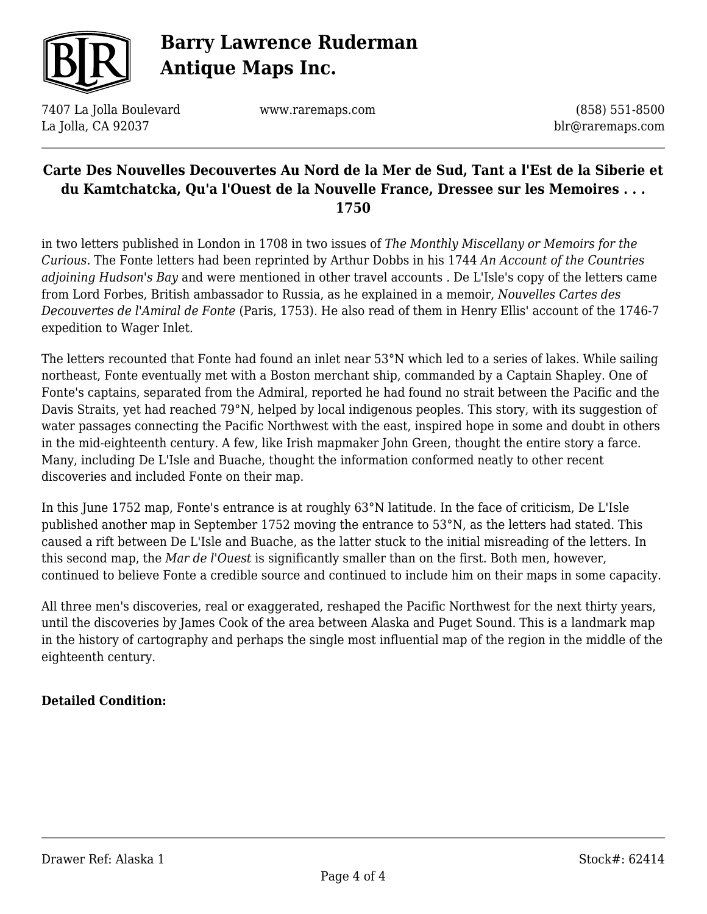**Carte Des Nouvelles Decouvertes Au Nord de la Mer de Sud, Tant a l'Est de la Siberie et du Kamtchatcka, Qu'a l'Ouest de la Nouvelle France, Dressee sur les Memoires . . . 1750**

in two letters published in London in 1708 in two issues of *The Monthly Miscellany or Memoirs for the Curious.* The Fonte letters had been reprinted by Arthur Dobbs in his 1744 *An Account of the Countries adjoining Hudson's Bay* and were mentioned in other travel accounts . De L'Isle's copy of the letters came from Lord Forbes, British ambassador to Russia, as he explained in a memoir, *Nouvelles Cartes des Decouvertes de l'Amiral de Fonte* (Paris, 1753). He also read of them in Henry Ellis' account of the 1746-7 expedition to Wager Inlet.

The letters recounted that Fonte had found an inlet near 53°N which led to a series of lakes. While sailing northeast, Fonte eventually met with a Boston merchant ship, commanded by a Captain Shapley. One of Fonte's captains, separated from the Admiral, reported he had found no strait between the Pacific and the Davis Straits, yet had reached 79°N, helped by local indigenous peoples. This story, with its suggestion of water passages connecting the Pacific Northwest with the east, inspired hope in some and doubt in others in the mid-eighteenth century. A few, like Irish mapmaker John Green, thought the entire story a farce. Many, including De L'Isle and Buache, thought the information conformed neatly to other recent discoveries and included Fonte on their map.

In this June 1752 map, Fonte's entrance is at roughly 63°N latitude. In the face of criticism, De L'Isle published another map in September 1752 moving the entrance to 53°N, as the letters had stated. This caused a rift between De L'Isle and Buache, as the latter stuck to the initial misreading of the letters. In this second map, the *Mar de l'Ouest* is significantly smaller than on the first. Both men, however, continued to believe Fonte a credible source and continued to include him on their maps in some capacity.

All three men's discoveries, real or exaggerated, reshaped the Pacific Northwest for the next thirty years, until the discoveries by James Cook of the area between Alaska and Puget Sound. This is a landmark map in the history of cartography and perhaps the single most influential map of the region in the middle of the eighteenth century.

**Detailed Condition:**

Drawer Ref: Alaska 1

Stock#: 62414